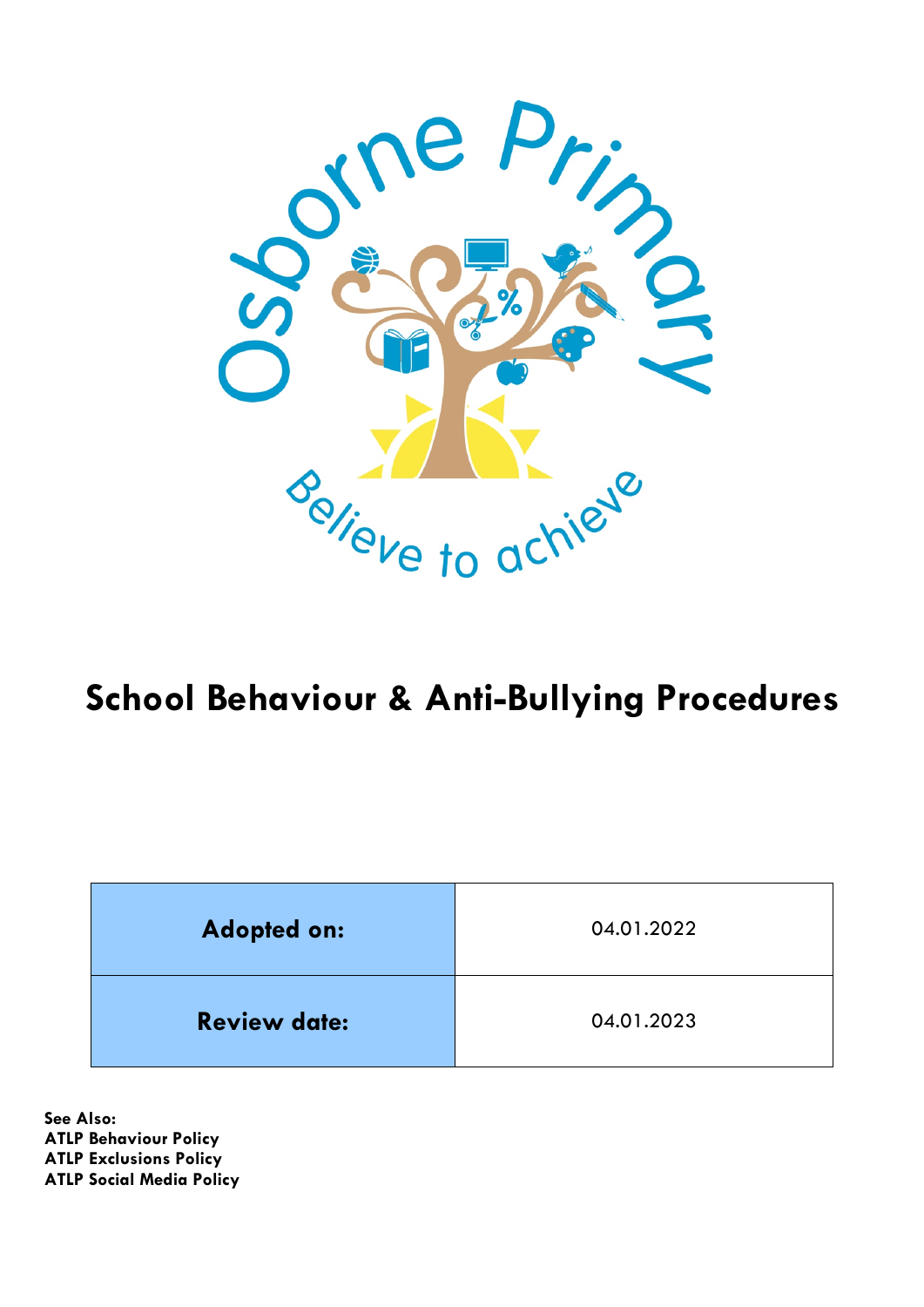Osborne Primary

Believe to achieve

# School Behaviour & Anti-Bullying Procedures

| **Adopted on:** | 04.01.2022 |
|---|---|
| **Review date:** | 04.01.2023 |

**See Also:**
**ATLP Behaviour Policy**
**ATLP Exclusions Policy**
**ATLP Social Media Policy**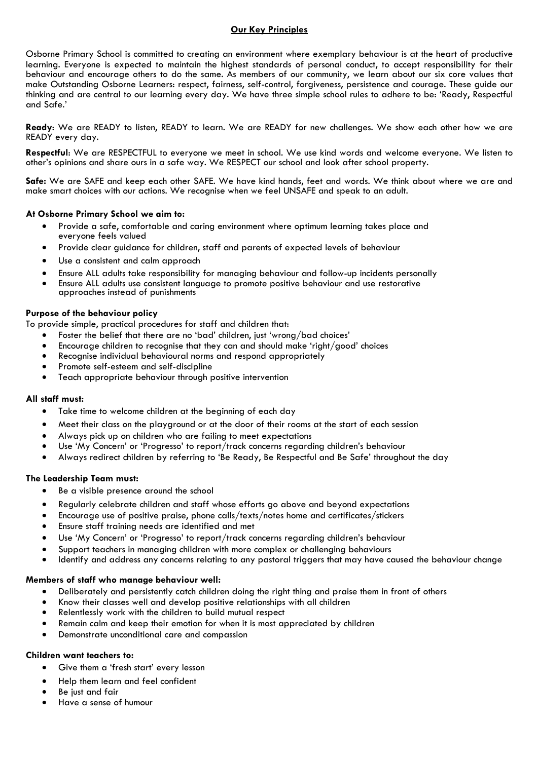## Our Key Principles

Osborne Primary School is committed to creating an environment where exemplary behaviour is at the heart of productive learning. Everyone is expected to maintain the highest standards of personal conduct, to accept responsibility for their behaviour and encourage others to do the same. As members of our community, we learn about our six core values that make Outstanding Osborne Learners: respect, fairness, self-control, forgiveness, persistence and courage. These guide our thinking and are central to our learning every day. We have three simple school rules to adhere to be: 'Ready, Respectful and Safe.'

**Ready**: We are READY to listen, READY to learn. We are READY for new challenges. We show each other how we are READY every day.

**Respectful**: We are RESPECTFUL to everyone we meet in school. We use kind words and welcome everyone. We listen to other's opinions and share ours in a safe way. We RESPECT our school and look after school property.

**Safe:** We are SAFE and keep each other SAFE. We have kind hands, feet and words. We think about where we are and make smart choices with our actions. We recognise when we feel UNSAFE and speak to an adult.

**At Osborne Primary School we aim to:**

- Provide a safe, comfortable and caring environment where optimum learning takes place and everyone feels valued
- Provide clear guidance for children, staff and parents of expected levels of behaviour
- Use a consistent and calm approach
- Ensure ALL adults take responsibility for managing behaviour and follow-up incidents personally
- Ensure ALL adults use consistent language to promote positive behaviour and use restorative approaches instead of punishments

**Purpose of the behaviour policy**

To provide simple, practical procedures for staff and children that:

- Foster the belief that there are no 'bad' children, just 'wrong/bad choices'
- Encourage children to recognise that they can and should make 'right/good' choices
- Recognise individual behavioural norms and respond appropriately
- Promote self-esteem and self-discipline
- Teach appropriate behaviour through positive intervention

**All staff must:**

- Take time to welcome children at the beginning of each day
- Meet their class on the playground or at the door of their rooms at the start of each session
- Always pick up on children who are failing to meet expectations
- Use 'My Concern' or 'Progresso' to report/track concerns regarding children's behaviour
- Always redirect children by referring to 'Be Ready, Be Respectful and Be Safe' throughout the day

**The Leadership Team must:**

- Be a visible presence around the school
- Regularly celebrate children and staff whose efforts go above and beyond expectations
- Encourage use of positive praise, phone calls/texts/notes home and certificates/stickers
- Ensure staff training needs are identified and met
- Use 'My Concern' or 'Progresso' to report/track concerns regarding children's behaviour
- Support teachers in managing children with more complex or challenging behaviours
- Identify and address any concerns relating to any pastoral triggers that may have caused the behaviour change

**Members of staff who manage behaviour well:**

- Deliberately and persistently catch children doing the right thing and praise them in front of others
- Know their classes well and develop positive relationships with all children
- Relentlessly work with the children to build mutual respect
- Remain calm and keep their emotion for when it is most appreciated by children
- Demonstrate unconditional care and compassion

**Children want teachers to:**

- Give them a 'fresh start' every lesson
- Help them learn and feel confident
- Be just and fair
- Have a sense of humour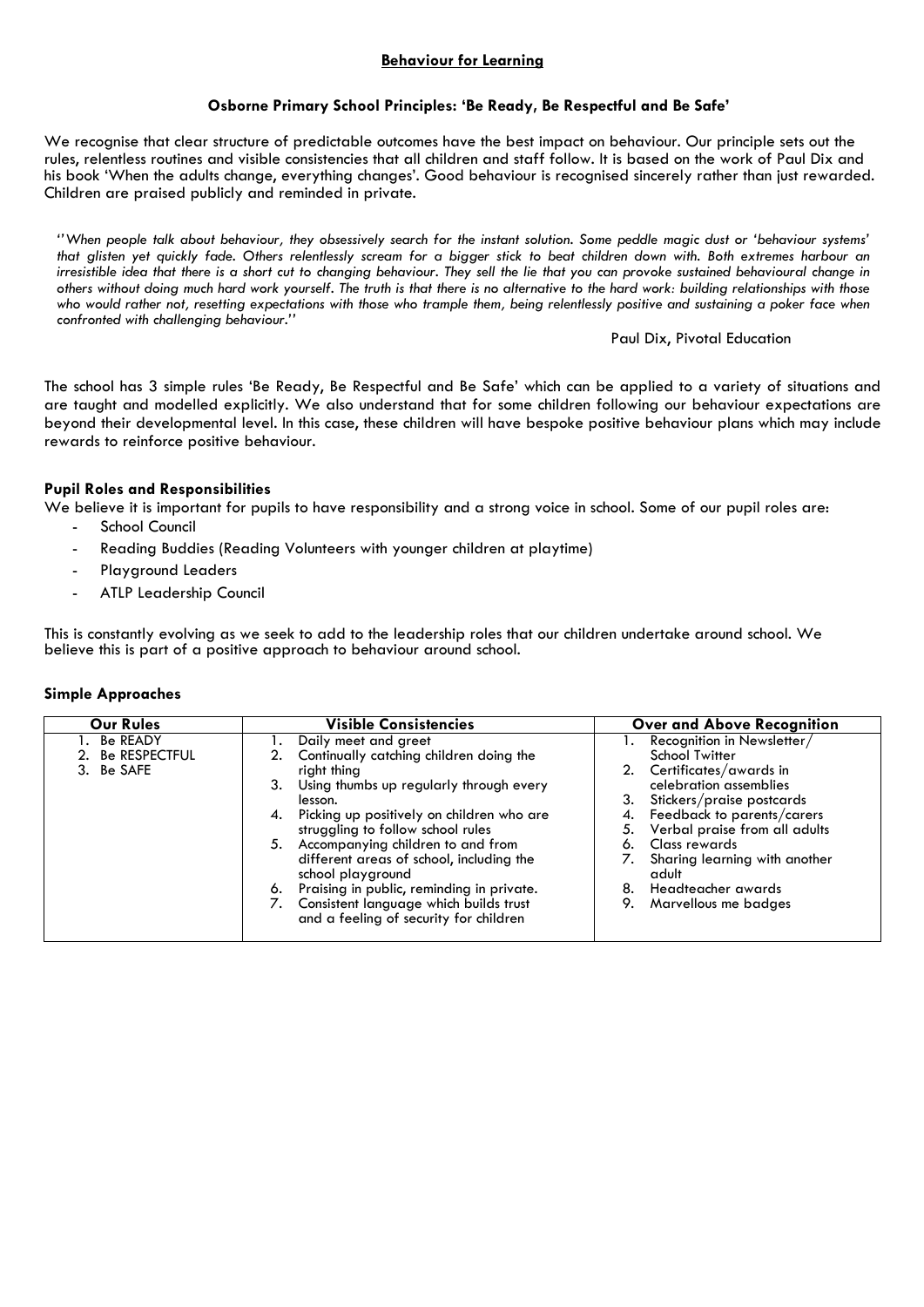## **Behaviour for Learning**

### **Osborne Primary School Principles: 'Be Ready, Be Respectful and Be Safe'**

We recognise that clear structure of predictable outcomes have the best impact on behaviour. Our principle sets out the rules, relentless routines and visible consistencies that all children and staff follow. It is based on the work of Paul Dix and his book 'When the adults change, everything changes'. Good behaviour is recognised sincerely rather than just rewarded. Children are praised publicly and reminded in private.

> *''When people talk about behaviour, they obsessively search for the instant solution. Some peddle magic dust or 'behaviour systems' that glisten yet quickly fade. Others relentlessly scream for a bigger stick to beat children down with. Both extremes harbour an irresistible idea that there is a short cut to changing behaviour. They sell the lie that you can provoke sustained behavioural change in others without doing much hard work yourself. The truth is that there is no alternative to the hard work: building relationships with those who would rather not, resetting expectations with those who trample them, being relentlessly positive and sustaining a poker face when confronted with challenging behaviour.''*
>
> Paul Dix, Pivotal Education

The school has 3 simple rules 'Be Ready, Be Respectful and Be Safe' which can be applied to a variety of situations and are taught and modelled explicitly. We also understand that for some children following our behaviour expectations are beyond their developmental level. In this case, these children will have bespoke positive behaviour plans which may include rewards to reinforce positive behaviour.

### **Pupil Roles and Responsibilities**

We believe it is important for pupils to have responsibility and a strong voice in school. Some of our pupil roles are:

- School Council
- Reading Buddies (Reading Volunteers with younger children at playtime)
- Playground Leaders
- ATLP Leadership Council

This is constantly evolving as we seek to add to the leadership roles that our children undertake around school. We believe this is part of a positive approach to behaviour around school.

### **Simple Approaches**

| Our Rules | Visible Consistencies | Over and Above Recognition |
|---|---|---|
| 1. Be READY<br>2. Be RESPECTFUL<br>3. Be SAFE | 1. Daily meet and greet<br>2. Continually catching children doing the right thing<br>3. Using thumbs up regularly through every lesson.<br>4. Picking up positively on children who are struggling to follow school rules<br>5. Accompanying children to and from different areas of school, including the school playground<br>6. Praising in public, reminding in private.<br>7. Consistent language which builds trust and a feeling of security for children | 1. Recognition in Newsletter/ School Twitter<br>2. Certificates/awards in celebration assemblies<br>3. Stickers/praise postcards<br>4. Feedback to parents/carers<br>5. Verbal praise from all adults<br>6. Class rewards<br>7. Sharing learning with another adult<br>8. Headteacher awards<br>9. Marvellous me badges |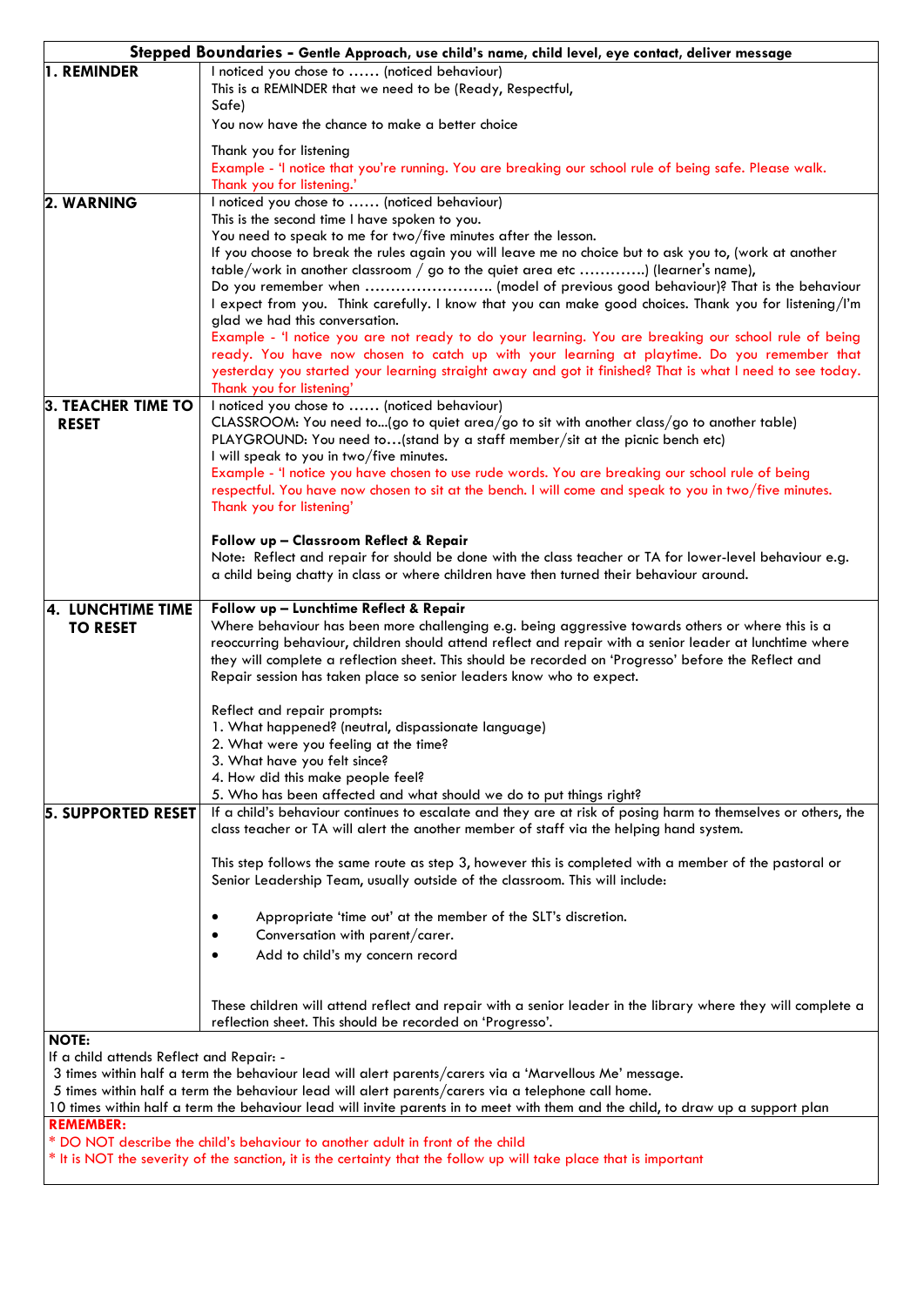| Stepped Boundaries - Gentle Approach, use child's name, child level, eye contact, deliver message | |
|---|---|
| **1. REMINDER** | I noticed you chose to …… (noticed behaviour)<br>This is a REMINDER that we need to be (Ready, Respectful, Safe)<br>You now have the chance to make a better choice<br><br>Thank you for listening<br>Example - 'I notice that you're running. You are breaking our school rule of being safe. Please walk. Thank you for listening.' |
| **2. WARNING** | I noticed you chose to …… (noticed behaviour)<br>This is the second time I have spoken to you.<br>You need to speak to me for two/five minutes after the lesson.<br>If you choose to break the rules again you will leave me no choice but to ask you to, (work at another table/work in another classroom / go to the quiet area etc ………….) (learner's name),<br>Do you remember when …………………….. (model of previous good behaviour)? That is the behaviour I expect from you. Think carefully. I know that you can make good choices. Thank you for listening/I'm glad we had this conversation.<br>Example - 'I notice you are not ready to do your learning. You are breaking our school rule of being ready. You have now chosen to catch up with your learning at playtime. Do you remember that yesterday you started your learning straight away and got it finished? That is what I need to see today. Thank you for listening' |
| **3. TEACHER TIME TO RESET** | I noticed you chose to …… (noticed behaviour)<br>CLASSROOM: You need to...(go to quiet area/go to sit with another class/go to another table)<br>PLAYGROUND: You need to…(stand by a staff member/sit at the picnic bench etc)<br>I will speak to you in two/five minutes.<br>Example - 'I notice you have chosen to use rude words. You are breaking our school rule of being respectful. You have now chosen to sit at the bench. I will come and speak to you in two/five minutes. Thank you for listening'<br><br>**Follow up – Classroom Reflect & Repair**<br>Note: Reflect and repair for should be done with the class teacher or TA for lower-level behaviour e.g. a child being chatty in class or where children have then turned their behaviour around. |
| **4. LUNCHTIME TIME TO RESET** | **Follow up – Lunchtime Reflect & Repair**<br>Where behaviour has been more challenging e.g. being aggressive towards others or where this is a reoccurring behaviour, children should attend reflect and repair with a senior leader at lunchtime where they will complete a reflection sheet. This should be recorded on 'Progresso' before the Reflect and Repair session has taken place so senior leaders know who to expect.<br><br>Reflect and repair prompts:<br>1. What happened? (neutral, dispassionate language)<br>2. What were you feeling at the time?<br>3. What have you felt since?<br>4. How did this make people feel?<br>5. Who has been affected and what should we do to put things right? |
| **5. SUPPORTED RESET** | If a child's behaviour continues to escalate and they are at risk of posing harm to themselves or others, the class teacher or TA will alert the another member of staff via the helping hand system.<br><br>This step follows the same route as step 3, however this is completed with a member of the pastoral or Senior Leadership Team, usually outside of the classroom. This will include:<br><br>• Appropriate 'time out' at the member of the SLT's discretion.<br>• Conversation with parent/carer.<br>• Add to child's my concern record<br><br>These children will attend reflect and repair with a senior leader in the library where they will complete a reflection sheet. This should be recorded on 'Progresso'. |

**NOTE:**
If a child attends Reflect and Repair: -
3 times within half a term the behaviour lead will alert parents/carers via a 'Marvellous Me' message.
5 times within half a term the behaviour lead will alert parents/carers via a telephone call home.
10 times within half a term the behaviour lead will invite parents in to meet with them and the child, to draw up a support plan

**REMEMBER:**
* DO NOT describe the child's behaviour to another adult in front of the child
* It is NOT the severity of the sanction, it is the certainty that the follow up will take place that is important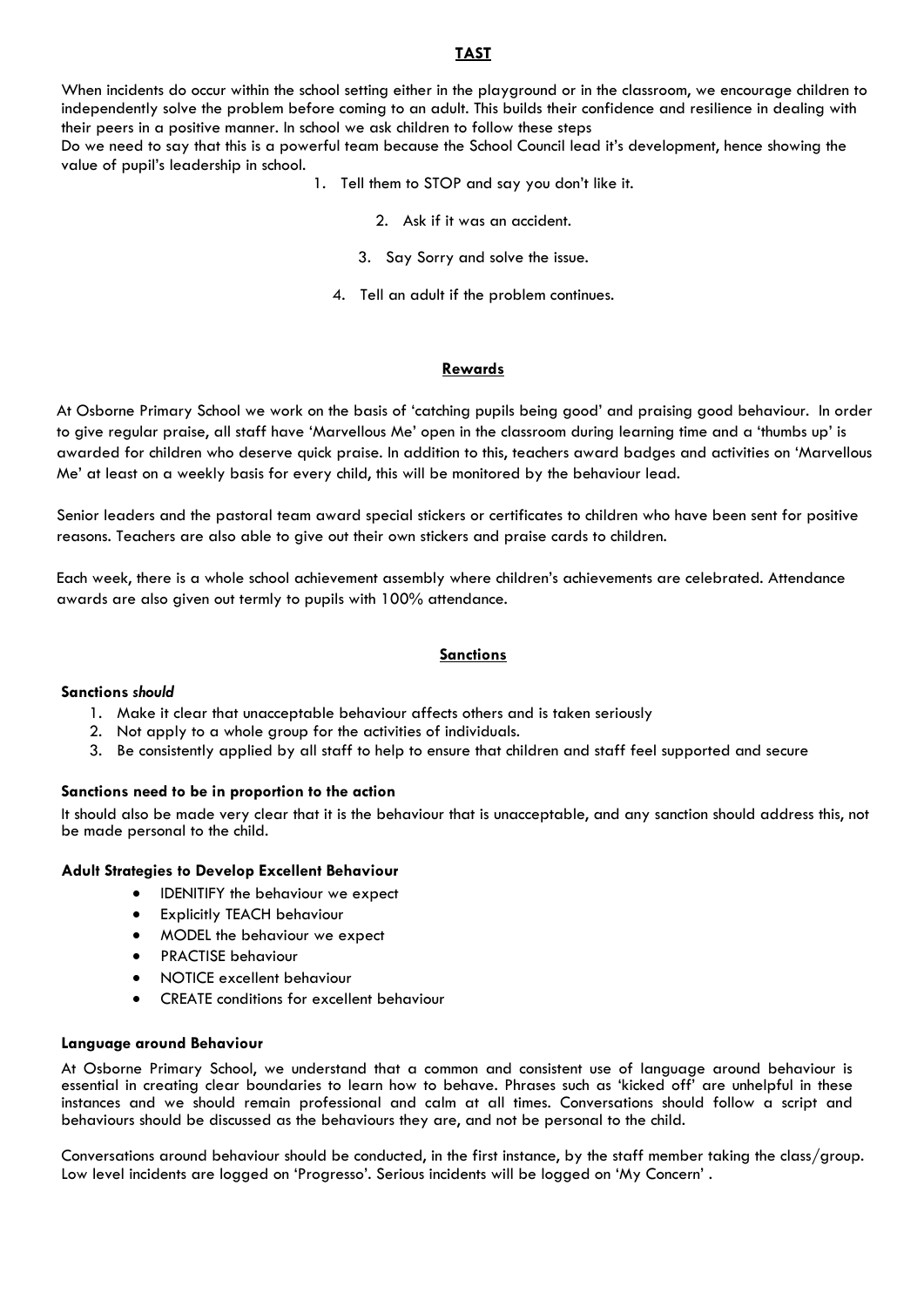## TAST

When incidents do occur within the school setting either in the playground or in the classroom, we encourage children to independently solve the problem before coming to an adult. This builds their confidence and resilience in dealing with their peers in a positive manner. In school we ask children to follow these steps

Do we need to say that this is a powerful team because the School Council lead it's development, hence showing the value of pupil's leadership in school.

1. Tell them to STOP and say you don't like it.
2. Ask if it was an accident.
3. Say Sorry and solve the issue.
4. Tell an adult if the problem continues.

## Rewards

At Osborne Primary School we work on the basis of 'catching pupils being good' and praising good behaviour. In order to give regular praise, all staff have 'Marvellous Me' open in the classroom during learning time and a 'thumbs up' is awarded for children who deserve quick praise. In addition to this, teachers award badges and activities on 'Marvellous Me' at least on a weekly basis for every child, this will be monitored by the behaviour lead.

Senior leaders and the pastoral team award special stickers or certificates to children who have been sent for positive reasons. Teachers are also able to give out their own stickers and praise cards to children.

Each week, there is a whole school achievement assembly where children's achievements are celebrated. Attendance awards are also given out termly to pupils with 100% attendance.

## Sanctions

**Sanctions *should***

1. Make it clear that unacceptable behaviour affects others and is taken seriously
2. Not apply to a whole group for the activities of individuals.
3. Be consistently applied by all staff to help to ensure that children and staff feel supported and secure

**Sanctions need to be in proportion to the action**

It should also be made very clear that it is the behaviour that is unacceptable, and any sanction should address this, not be made personal to the child.

**Adult Strategies to Develop Excellent Behaviour**

- IDENITIFY the behaviour we expect
- Explicitly TEACH behaviour
- MODEL the behaviour we expect
- PRACTISE behaviour
- NOTICE excellent behaviour
- CREATE conditions for excellent behaviour

**Language around Behaviour**

At Osborne Primary School, we understand that a common and consistent use of language around behaviour is essential in creating clear boundaries to learn how to behave. Phrases such as 'kicked off' are unhelpful in these instances and we should remain professional and calm at all times. Conversations should follow a script and behaviours should be discussed as the behaviours they are, and not be personal to the child.

Conversations around behaviour should be conducted, in the first instance, by the staff member taking the class/group. Low level incidents are logged on 'Progresso'. Serious incidents will be logged on 'My Concern' .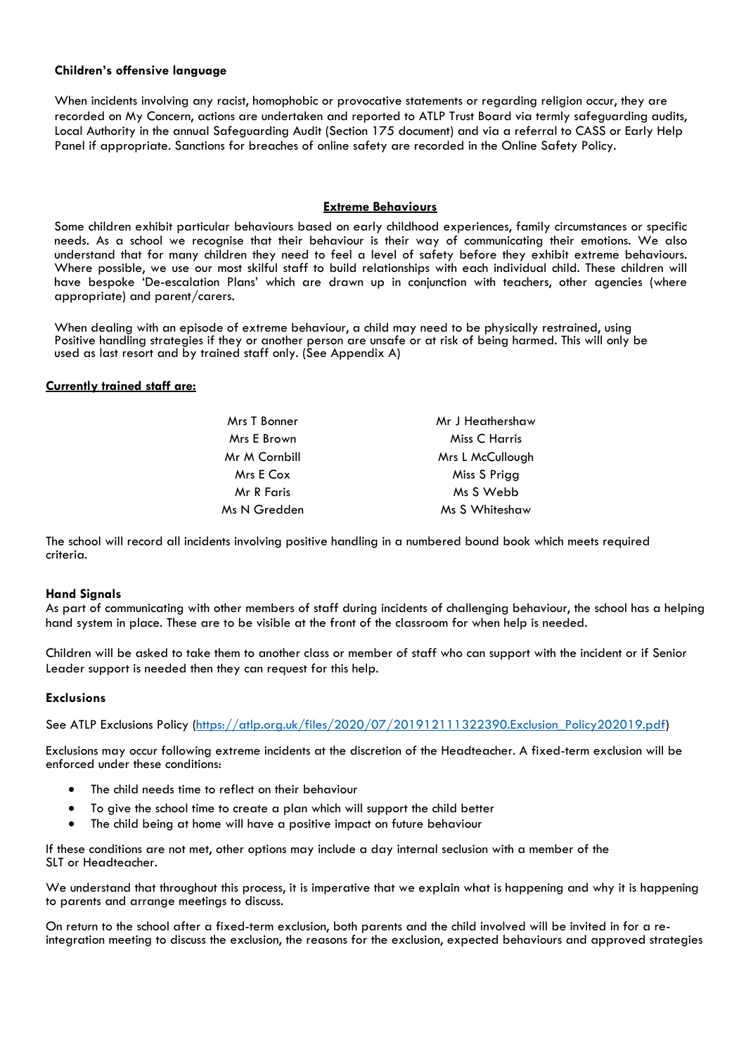**Children's offensive language**

When incidents involving any racist, homophobic or provocative statements or regarding religion occur, they are recorded on My Concern, actions are undertaken and reported to ATLP Trust Board via termly safeguarding audits, Local Authority in the annual Safeguarding Audit (Section 175 document) and via a referral to CASS or Early Help Panel if appropriate. Sanctions for breaches of online safety are recorded in the Online Safety Policy.

## **Extreme Behaviours**

Some children exhibit particular behaviours based on early childhood experiences, family circumstances or specific needs. As a school we recognise that their behaviour is their way of communicating their emotions. We also understand that for many children they need to feel a level of safety before they exhibit extreme behaviours. Where possible, we use our most skilful staff to build relationships with each individual child. These children will have bespoke 'De-escalation Plans' which are drawn up in conjunction with teachers, other agencies (where appropriate) and parent/carers.

When dealing with an episode of extreme behaviour, a child may need to be physically restrained, using Positive handling strategies if they or another person are unsafe or at risk of being harmed. This will only be used as last resort and by trained staff only. (See Appendix A)

**Currently trained staff are:**

| | |
|---|---|
| Mrs T Bonner | Mr J Heathershaw |
| Mrs E Brown | Miss C Harris |
| Mr M Cornbill | Mrs L McCullough |
| Mrs E Cox | Miss S Prigg |
| Mr R Faris | Ms S Webb |
| Ms N Gredden | Ms S Whiteshaw |

The school will record all incidents involving positive handling in a numbered bound book which meets required criteria.

**Hand Signals**

As part of communicating with other members of staff during incidents of challenging behaviour, the school has a helping hand system in place. These are to be visible at the front of the classroom for when help is needed.

Children will be asked to take them to another class or member of staff who can support with the incident or if Senior Leader support is needed then they can request for this help.

**Exclusions**

See ATLP Exclusions Policy (https://atlp.org.uk/files/2020/07/201912111322390.Exclusion_Policy202019.pdf)

Exclusions may occur following extreme incidents at the discretion of the Headteacher. A fixed-term exclusion will be enforced under these conditions:

- The child needs time to reflect on their behaviour
- To give the school time to create a plan which will support the child better
- The child being at home will have a positive impact on future behaviour

If these conditions are not met, other options may include a day internal seclusion with a member of the SLT or Headteacher.

We understand that throughout this process, it is imperative that we explain what is happening and why it is happening to parents and arrange meetings to discuss.

On return to the school after a fixed-term exclusion, both parents and the child involved will be invited in for a re-integration meeting to discuss the exclusion, the reasons for the exclusion, expected behaviours and approved strategies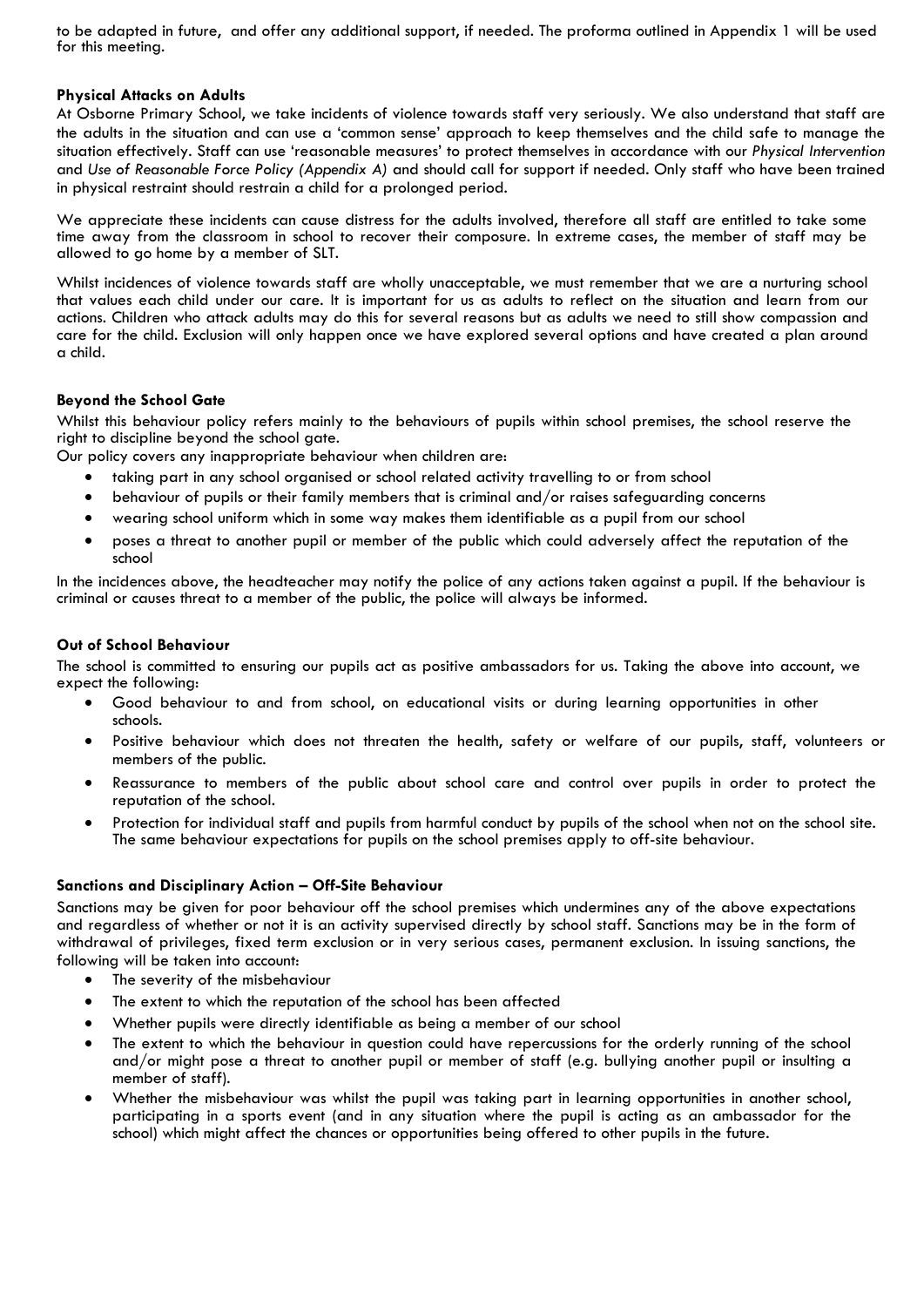to be adapted in future, and offer any additional support, if needed. The proforma outlined in Appendix 1 will be used for this meeting.

**Physical Attacks on Adults**

At Osborne Primary School, we take incidents of violence towards staff very seriously. We also understand that staff are the adults in the situation and can use a 'common sense' approach to keep themselves and the child safe to manage the situation effectively. Staff can use 'reasonable measures' to protect themselves in accordance with our *Physical Intervention* and *Use of Reasonable Force Policy (Appendix A)* and should call for support if needed. Only staff who have been trained in physical restraint should restrain a child for a prolonged period.

We appreciate these incidents can cause distress for the adults involved, therefore all staff are entitled to take some time away from the classroom in school to recover their composure. In extreme cases, the member of staff may be allowed to go home by a member of SLT.

Whilst incidences of violence towards staff are wholly unacceptable, we must remember that we are a nurturing school that values each child under our care. It is important for us as adults to reflect on the situation and learn from our actions. Children who attack adults may do this for several reasons but as adults we need to still show compassion and care for the child. Exclusion will only happen once we have explored several options and have created a plan around a child.

**Beyond the School Gate**

Whilst this behaviour policy refers mainly to the behaviours of pupils within school premises, the school reserve the right to discipline beyond the school gate.

Our policy covers any inappropriate behaviour when children are:

- taking part in any school organised or school related activity travelling to or from school
- behaviour of pupils or their family members that is criminal and/or raises safeguarding concerns
- wearing school uniform which in some way makes them identifiable as a pupil from our school
- poses a threat to another pupil or member of the public which could adversely affect the reputation of the school

In the incidences above, the headteacher may notify the police of any actions taken against a pupil. If the behaviour is criminal or causes threat to a member of the public, the police will always be informed.

**Out of School Behaviour**

The school is committed to ensuring our pupils act as positive ambassadors for us. Taking the above into account, we expect the following:

- Good behaviour to and from school, on educational visits or during learning opportunities in other schools.
- Positive behaviour which does not threaten the health, safety or welfare of our pupils, staff, volunteers or members of the public.
- Reassurance to members of the public about school care and control over pupils in order to protect the reputation of the school.
- Protection for individual staff and pupils from harmful conduct by pupils of the school when not on the school site. The same behaviour expectations for pupils on the school premises apply to off-site behaviour.

**Sanctions and Disciplinary Action – Off-Site Behaviour**

Sanctions may be given for poor behaviour off the school premises which undermines any of the above expectations and regardless of whether or not it is an activity supervised directly by school staff. Sanctions may be in the form of withdrawal of privileges, fixed term exclusion or in very serious cases, permanent exclusion. In issuing sanctions, the following will be taken into account:

- The severity of the misbehaviour
- The extent to which the reputation of the school has been affected
- Whether pupils were directly identifiable as being a member of our school
- The extent to which the behaviour in question could have repercussions for the orderly running of the school and/or might pose a threat to another pupil or member of staff (e.g. bullying another pupil or insulting a member of staff).
- Whether the misbehaviour was whilst the pupil was taking part in learning opportunities in another school, participating in a sports event (and in any situation where the pupil is acting as an ambassador for the school) which might affect the chances or opportunities being offered to other pupils in the future.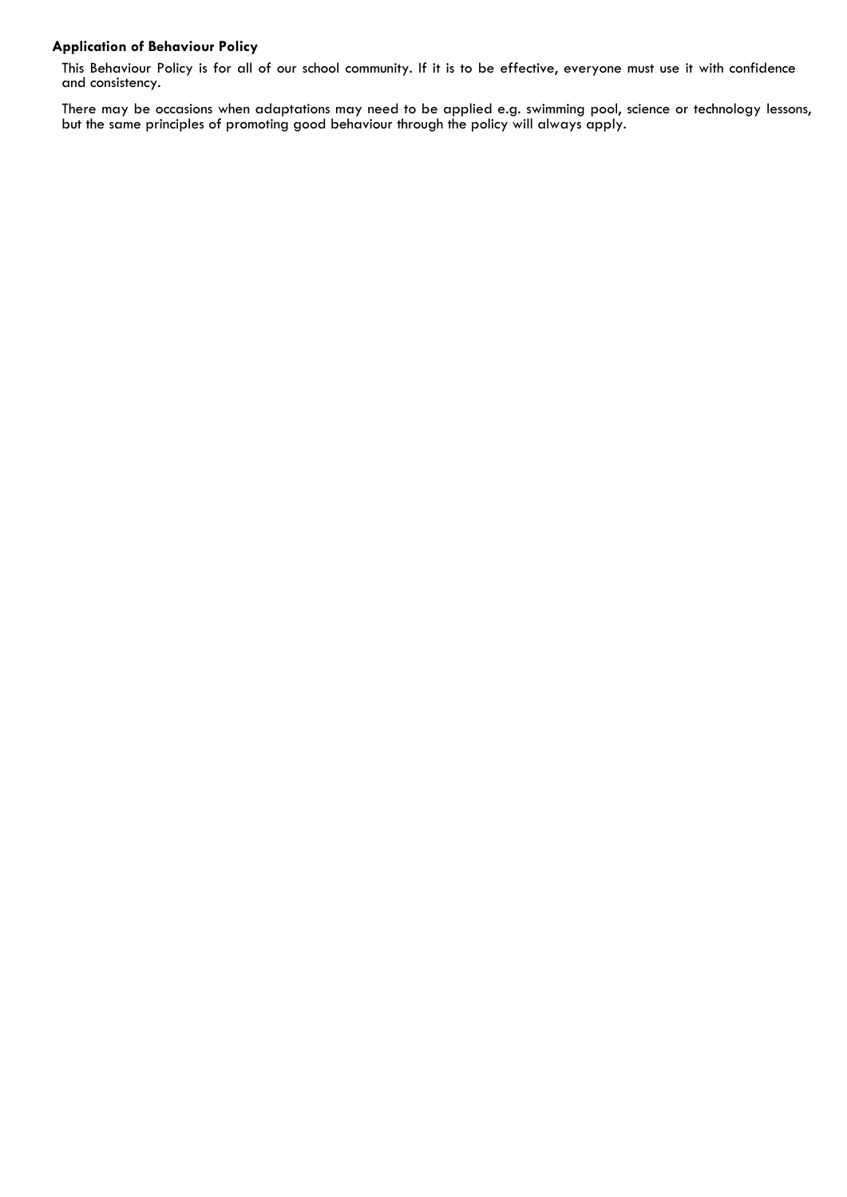### Application of Behaviour Policy

This Behaviour Policy is for all of our school community. If it is to be effective, everyone must use it with confidence and consistency.

There may be occasions when adaptations may need to be applied e.g. swimming pool, science or technology lessons, but the same principles of promoting good behaviour through the policy will always apply.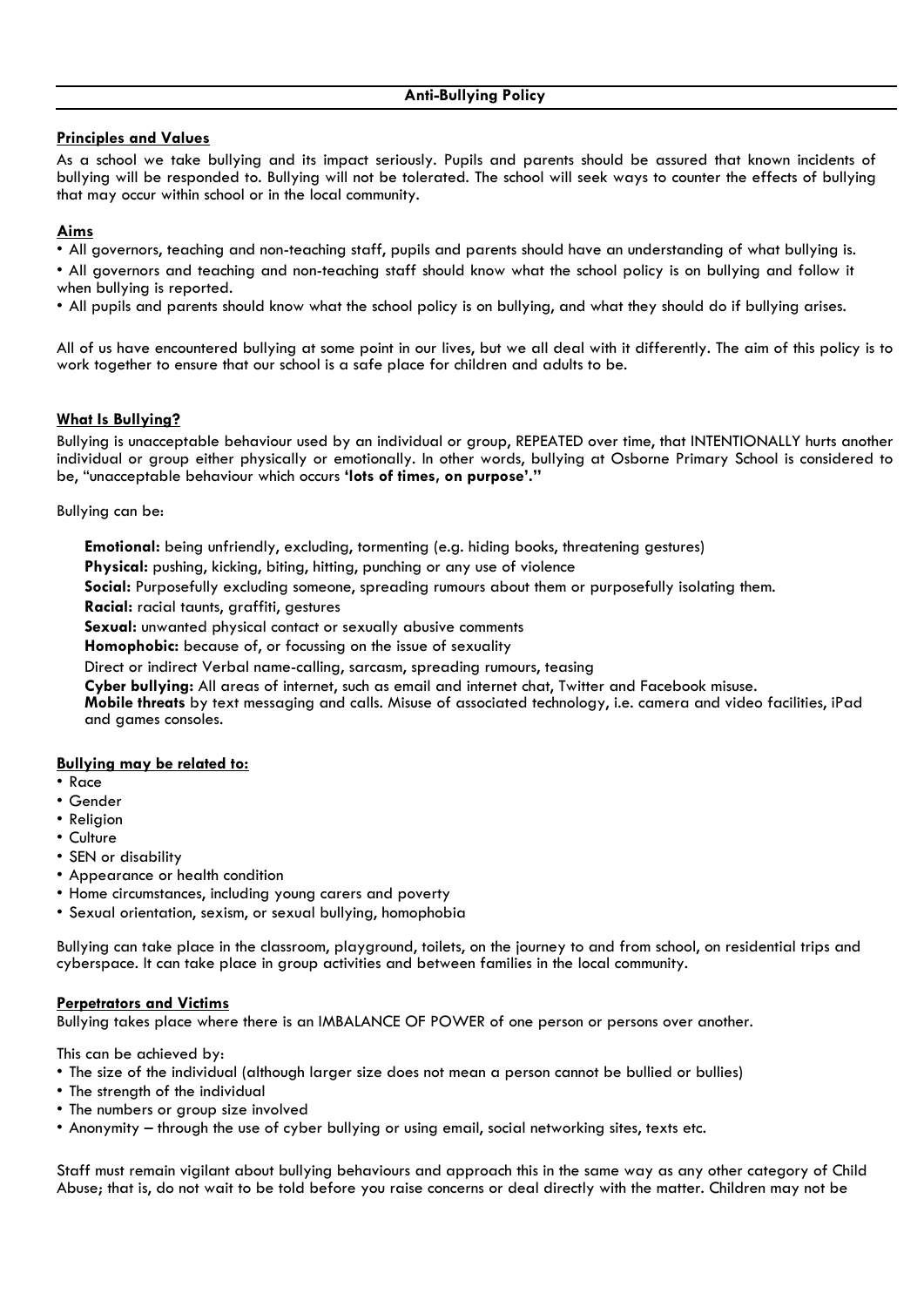# Anti-Bullying Policy

## Principles and Values

As a school we take bullying and its impact seriously. Pupils and parents should be assured that known incidents of bullying will be responded to. Bullying will not be tolerated. The school will seek ways to counter the effects of bullying that may occur within school or in the local community.

## Aims

- All governors, teaching and non-teaching staff, pupils and parents should have an understanding of what bullying is.
- All governors and teaching and non-teaching staff should know what the school policy is on bullying and follow it when bullying is reported.
- All pupils and parents should know what the school policy is on bullying, and what they should do if bullying arises.

All of us have encountered bullying at some point in our lives, but we all deal with it differently. The aim of this policy is to work together to ensure that our school is a safe place for children and adults to be.

## What Is Bullying?

Bullying is unacceptable behaviour used by an individual or group, REPEATED over time, that INTENTIONALLY hurts another individual or group either physically or emotionally. In other words, bullying at Osborne Primary School is considered to be, "unacceptable behaviour which occurs **'lots of times, on purpose'."**

Bullying can be:

**Emotional:** being unfriendly, excluding, tormenting (e.g. hiding books, threatening gestures)
**Physical:** pushing, kicking, biting, hitting, punching or any use of violence
**Social:** Purposefully excluding someone, spreading rumours about them or purposefully isolating them.
**Racial:** racial taunts, graffiti, gestures
**Sexual:** unwanted physical contact or sexually abusive comments
**Homophobic:** because of, or focussing on the issue of sexuality
Direct or indirect Verbal name-calling, sarcasm, spreading rumours, teasing
**Cyber bullying:** All areas of internet, such as email and internet chat, Twitter and Facebook misuse.
**Mobile threats** by text messaging and calls. Misuse of associated technology, i.e. camera and video facilities, iPad and games consoles.

## Bullying may be related to:

- Race
- Gender
- Religion
- Culture
- SEN or disability
- Appearance or health condition
- Home circumstances, including young carers and poverty
- Sexual orientation, sexism, or sexual bullying, homophobia

Bullying can take place in the classroom, playground, toilets, on the journey to and from school, on residential trips and cyberspace. It can take place in group activities and between families in the local community.

## Perpetrators and Victims

Bullying takes place where there is an IMBALANCE OF POWER of one person or persons over another.

This can be achieved by:

- The size of the individual (although larger size does not mean a person cannot be bullied or bullies)
- The strength of the individual
- The numbers or group size involved
- Anonymity – through the use of cyber bullying or using email, social networking sites, texts etc.

Staff must remain vigilant about bullying behaviours and approach this in the same way as any other category of Child Abuse; that is, do not wait to be told before you raise concerns or deal directly with the matter. Children may not be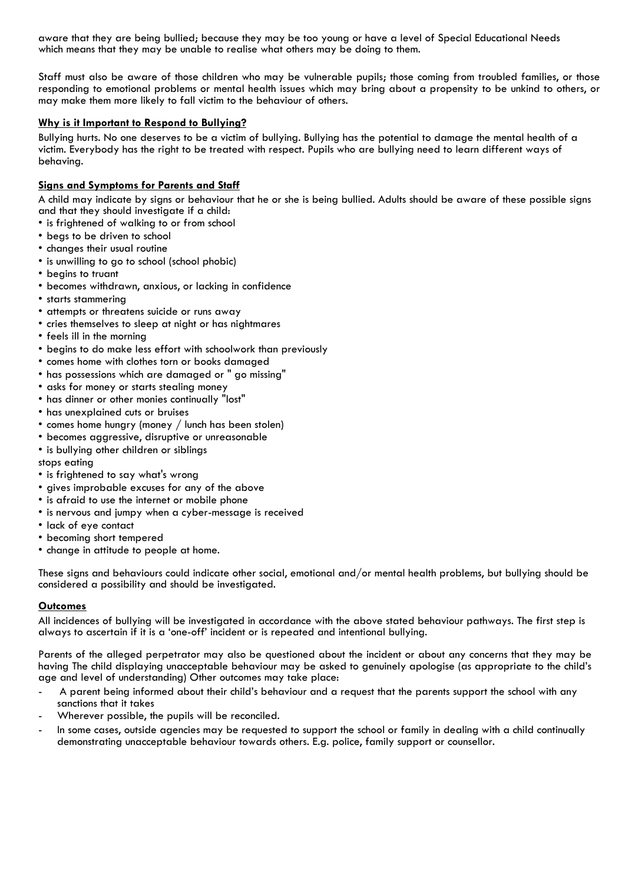aware that they are being bullied; because they may be too young or have a level of Special Educational Needs which means that they may be unable to realise what others may be doing to them.

Staff must also be aware of those children who may be vulnerable pupils; those coming from troubled families, or those responding to emotional problems or mental health issues which may bring about a propensity to be unkind to others, or may make them more likely to fall victim to the behaviour of others.

**Why is it Important to Respond to Bullying?**

Bullying hurts. No one deserves to be a victim of bullying. Bullying has the potential to damage the mental health of a victim. Everybody has the right to be treated with respect. Pupils who are bullying need to learn different ways of behaving.

**Signs and Symptoms for Parents and Staff**

A child may indicate by signs or behaviour that he or she is being bullied. Adults should be aware of these possible signs and that they should investigate if a child:

- is frightened of walking to or from school
- begs to be driven to school
- changes their usual routine
- is unwilling to go to school (school phobic)
- begins to truant
- becomes withdrawn, anxious, or lacking in confidence
- starts stammering
- attempts or threatens suicide or runs away
- cries themselves to sleep at night or has nightmares
- feels ill in the morning
- begins to do make less effort with schoolwork than previously
- comes home with clothes torn or books damaged
- has possessions which are damaged or " go missing"
- asks for money or starts stealing money
- has dinner or other monies continually "lost"
- has unexplained cuts or bruises
- comes home hungry (money / lunch has been stolen)
- becomes aggressive, disruptive or unreasonable
- is bullying other children or siblings

stops eating

- is frightened to say what's wrong
- gives improbable excuses for any of the above
- is afraid to use the internet or mobile phone
- is nervous and jumpy when a cyber-message is received
- lack of eye contact
- becoming short tempered
- change in attitude to people at home.

These signs and behaviours could indicate other social, emotional and/or mental health problems, but bullying should be considered a possibility and should be investigated.

**Outcomes**

All incidences of bullying will be investigated in accordance with the above stated behaviour pathways. The first step is always to ascertain if it is a 'one-off' incident or is repeated and intentional bullying.

Parents of the alleged perpetrator may also be questioned about the incident or about any concerns that they may be having The child displaying unacceptable behaviour may be asked to genuinely apologise (as appropriate to the child's age and level of understanding) Other outcomes may take place:

- A parent being informed about their child's behaviour and a request that the parents support the school with any sanctions that it takes
- Wherever possible, the pupils will be reconciled.
- In some cases, outside agencies may be requested to support the school or family in dealing with a child continually demonstrating unacceptable behaviour towards others. E.g. police, family support or counsellor.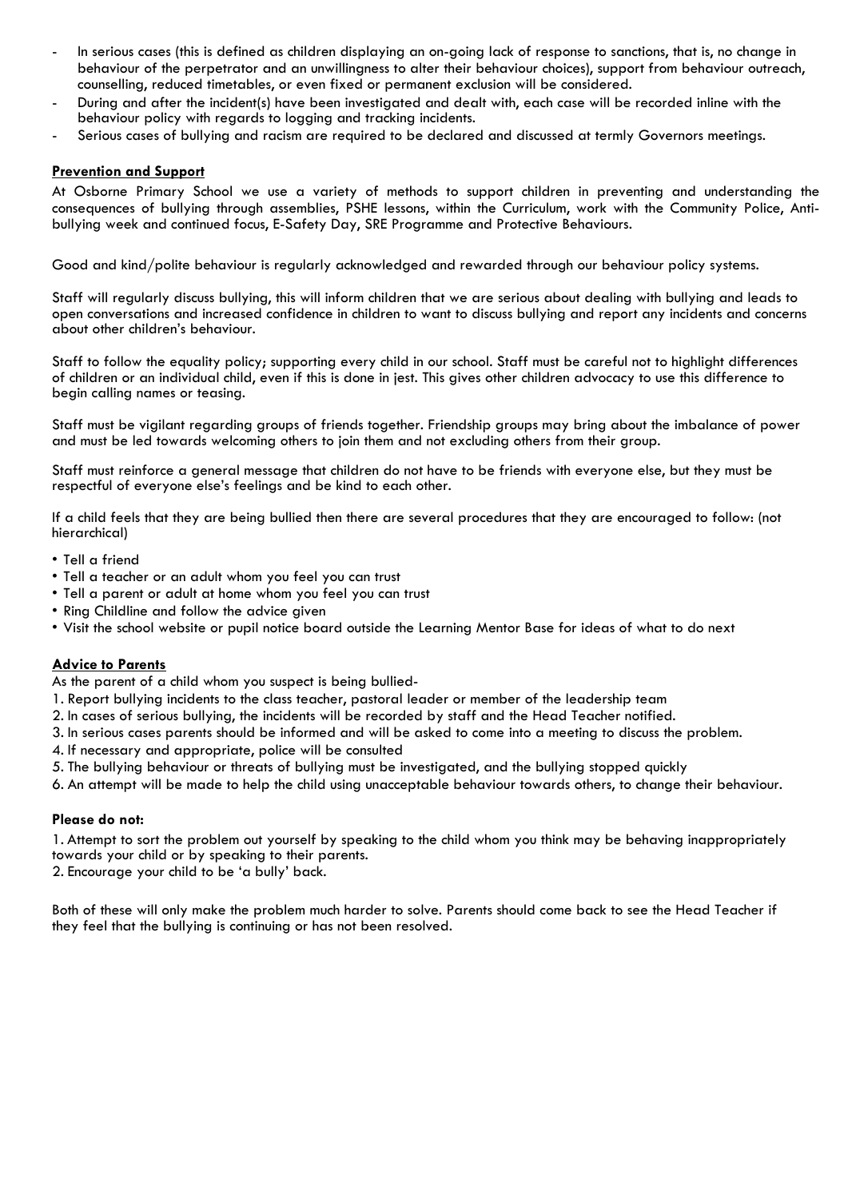- In serious cases (this is defined as children displaying an on-going lack of response to sanctions, that is, no change in behaviour of the perpetrator and an unwillingness to alter their behaviour choices), support from behaviour outreach, counselling, reduced timetables, or even fixed or permanent exclusion will be considered.
- During and after the incident(s) have been investigated and dealt with, each case will be recorded inline with the behaviour policy with regards to logging and tracking incidents.
- Serious cases of bullying and racism are required to be declared and discussed at termly Governors meetings.

**Prevention and Support**

At Osborne Primary School we use a variety of methods to support children in preventing and understanding the consequences of bullying through assemblies, PSHE lessons, within the Curriculum, work with the Community Police, Anti-bullying week and continued focus, E-Safety Day, SRE Programme and Protective Behaviours.

Good and kind/polite behaviour is regularly acknowledged and rewarded through our behaviour policy systems.

Staff will regularly discuss bullying, this will inform children that we are serious about dealing with bullying and leads to open conversations and increased confidence in children to want to discuss bullying and report any incidents and concerns about other children's behaviour.

Staff to follow the equality policy; supporting every child in our school. Staff must be careful not to highlight differences of children or an individual child, even if this is done in jest. This gives other children advocacy to use this difference to begin calling names or teasing.

Staff must be vigilant regarding groups of friends together. Friendship groups may bring about the imbalance of power and must be led towards welcoming others to join them and not excluding others from their group.

Staff must reinforce a general message that children do not have to be friends with everyone else, but they must be respectful of everyone else's feelings and be kind to each other.

If a child feels that they are being bullied then there are several procedures that they are encouraged to follow: (not hierarchical)

- Tell a friend
- Tell a teacher or an adult whom you feel you can trust
- Tell a parent or adult at home whom you feel you can trust
- Ring Childline and follow the advice given
- Visit the school website or pupil notice board outside the Learning Mentor Base for ideas of what to do next

**Advice to Parents**

As the parent of a child whom you suspect is being bullied-

1. Report bullying incidents to the class teacher, pastoral leader or member of the leadership team
2. In cases of serious bullying, the incidents will be recorded by staff and the Head Teacher notified.
3. In serious cases parents should be informed and will be asked to come into a meeting to discuss the problem.
4. If necessary and appropriate, police will be consulted
5. The bullying behaviour or threats of bullying must be investigated, and the bullying stopped quickly
6. An attempt will be made to help the child using unacceptable behaviour towards others, to change their behaviour.

**Please do not:**

1. Attempt to sort the problem out yourself by speaking to the child whom you think may be behaving inappropriately towards your child or by speaking to their parents.
2. Encourage your child to be 'a bully' back.

Both of these will only make the problem much harder to solve. Parents should come back to see the Head Teacher if they feel that the bullying is continuing or has not been resolved.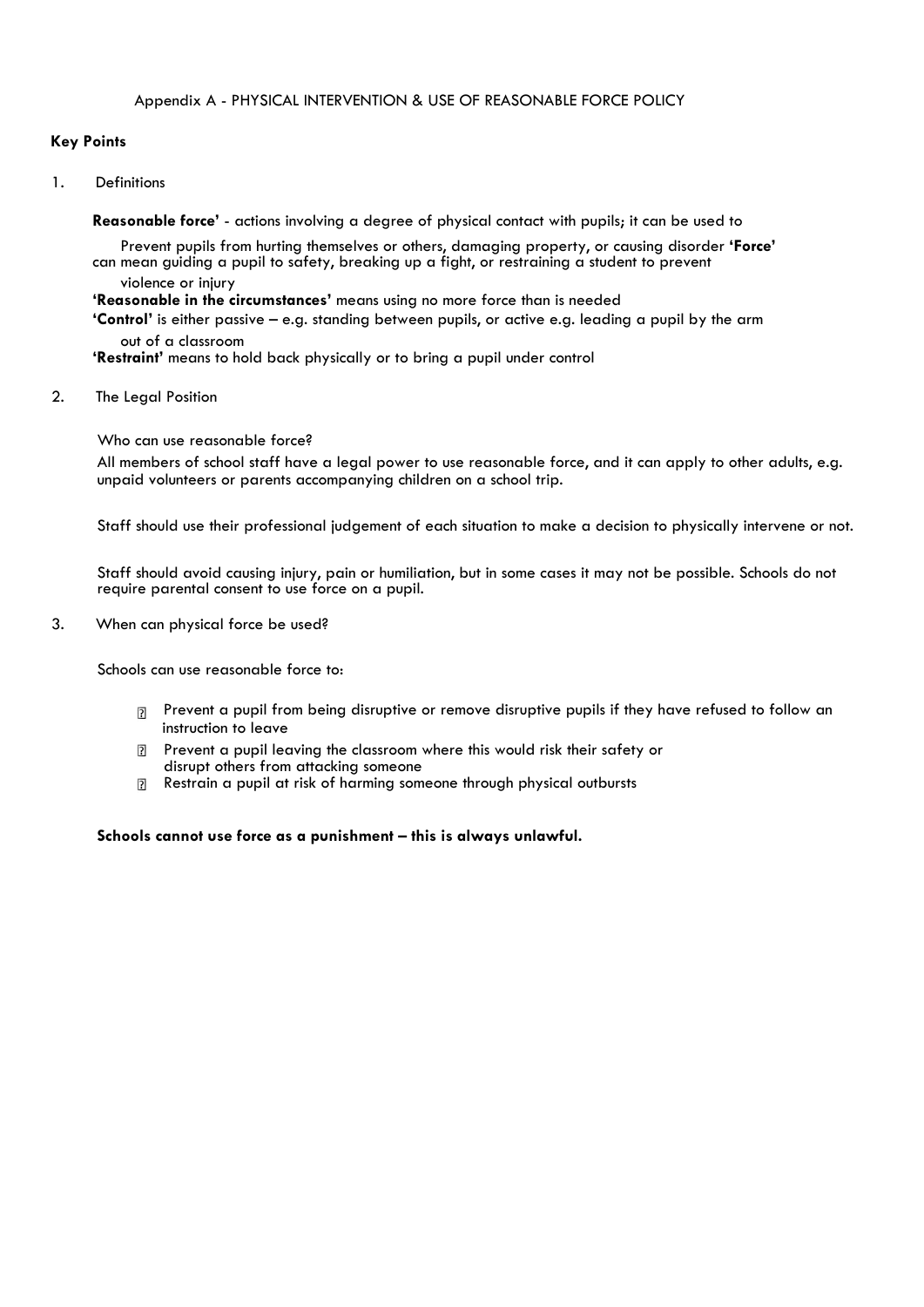Appendix A - PHYSICAL INTERVENTION & USE OF REASONABLE FORCE POLICY

**Key Points**

1. Definitions

**Reasonable force'** - actions involving a degree of physical contact with pupils; it can be used to

Prevent pupils from hurting themselves or others, damaging property, or causing disorder **'Force'** can mean guiding a pupil to safety, breaking up a fight, or restraining a student to prevent violence or injury

**'Reasonable in the circumstances'** means using no more force than is needed

**'Control'** is either passive – e.g. standing between pupils, or active e.g. leading a pupil by the arm out of a classroom

**'Restraint'** means to hold back physically or to bring a pupil under control

2. The Legal Position

Who can use reasonable force?

All members of school staff have a legal power to use reasonable force, and it can apply to other adults, e.g. unpaid volunteers or parents accompanying children on a school trip.

Staff should use their professional judgement of each situation to make a decision to physically intervene or not.

Staff should avoid causing injury, pain or humiliation, but in some cases it may not be possible. Schools do not require parental consent to use force on a pupil.

3. When can physical force be used?

Schools can use reasonable force to:

- Prevent a pupil from being disruptive or remove disruptive pupils if they have refused to follow an instruction to leave
- Prevent a pupil leaving the classroom where this would risk their safety or disrupt others from attacking someone
- Restrain a pupil at risk of harming someone through physical outbursts

**Schools cannot use force as a punishment – this is always unlawful.**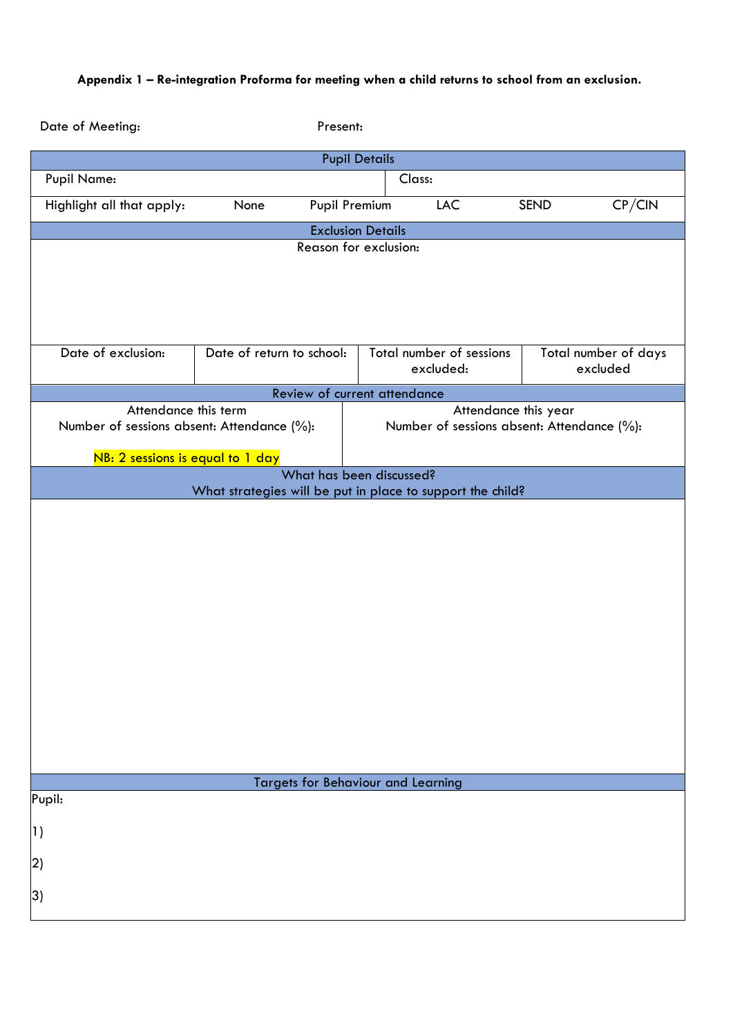**Appendix 1 – Re-integration Proforma for meeting when a child returns to school from an exclusion.**

Date of Meeting: Present:

| Pupil Details | | | | | |
|---|---|---|---|---|---|
| Pupil Name: | | | Class: | | |
| Highlight all that apply: | None | Pupil Premium | LAC | SEND | CP/CIN |

| Exclusion Details | | | |
|---|---|---|---|
| Reason for exclusion: | | | |
| Date of exclusion: | Date of return to school: | Total number of sessions excluded: | Total number of days excluded |

| Review of current attendance | |
|---|---|
| Attendance this term<br>Number of sessions absent: Attendance (%):<br><br>NB: 2 sessions is equal to 1 day | Attendance this year<br>Number of sessions absent: Attendance (%): |

| What has been discussed?<br>What strategies will be put in place to support the child? |
|---|
| |

| Targets for Behaviour and Learning |
|---|
| Pupil:<br><br>1)<br><br>2)<br><br>3) |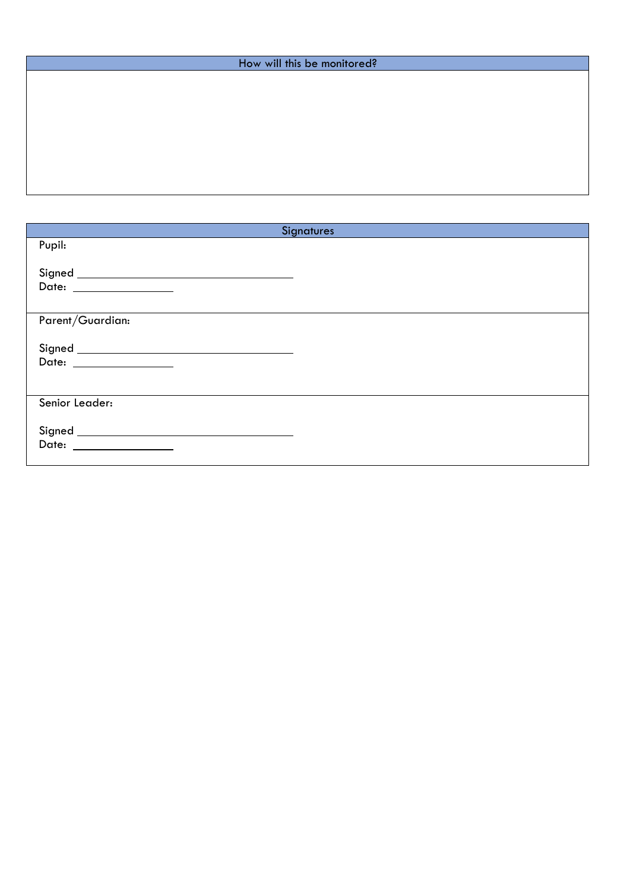| How will this be monitored? |
| --- |
| |

| Signatures |
| --- |
| Pupil:<br><br>Signed \_\_\_\_\_\_\_\_\_\_\_\_\_\_\_\_\_\_\_\_\_\_\_\_\_\_\_\_\_\_<br>Date: \_\_\_\_\_\_\_\_\_\_\_\_\_\_ |
| Parent/Guardian:<br><br>Signed \_\_\_\_\_\_\_\_\_\_\_\_\_\_\_\_\_\_\_\_\_\_\_\_\_\_\_\_\_\_<br>Date: \_\_\_\_\_\_\_\_\_\_\_\_\_\_ |
| Senior Leader:<br><br>Signed \_\_\_\_\_\_\_\_\_\_\_\_\_\_\_\_\_\_\_\_\_\_\_\_\_\_\_\_\_\_<br>Date: \_\_\_\_\_\_\_\_\_\_\_\_\_\_ |